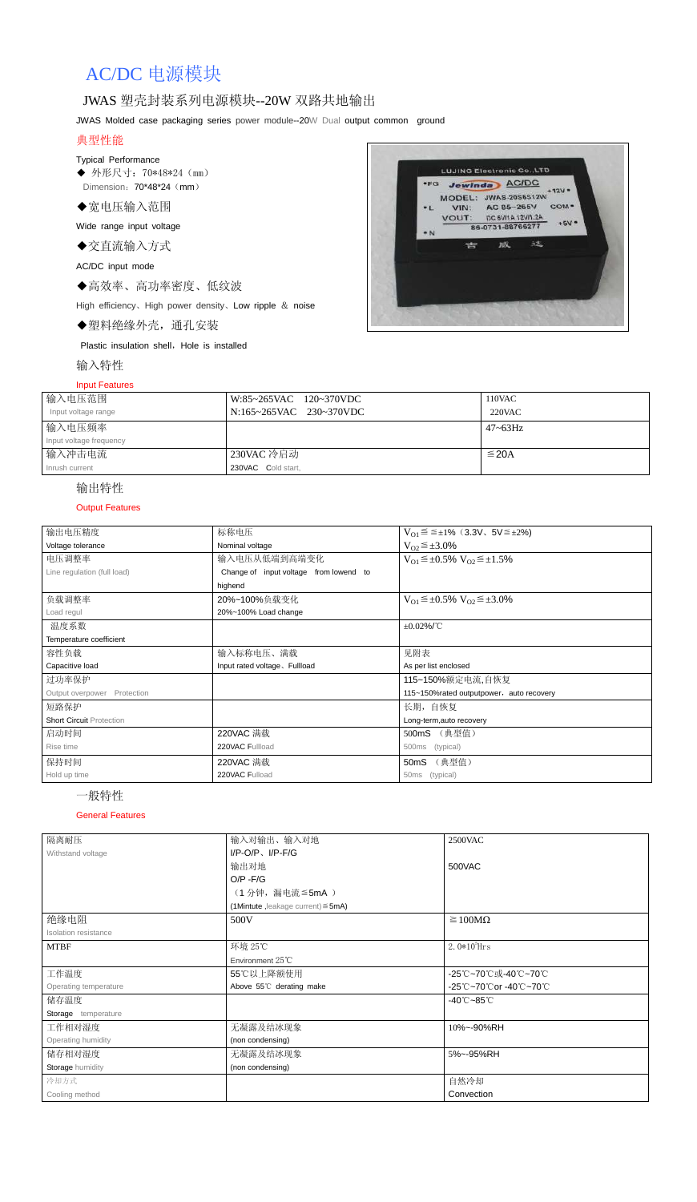# AC/DC 电源模块

## JWAS 塑壳封装系列电源模块--20W 双路共地输出

JWAS Molded case packaging series power module--20W Dual output common ground

### 典型性能

Typical Performance

- ◆ 外形尺寸：70*48*24（mm）
  Dimension：70*48*24（mm）
- ◆宽电压输入范围
  Wide range input voltage
- ◆交直流输入方式
  AC/DC input mode
- ◆高效率、高功率密度、低纹波
  High efficiency、High power density、Low ripple ＆ noise
- ◆塑料绝缘外壳，通孔安装
  Plastic insulation shell，Hole is installed

### 输入特性

Input Features

| 输入电压范围 Input voltage range | W:85~265VAC 120~370VDC N:165~265VAC 230~370VDC | 110VAC 220VAC |
|---|---|---|
| 输入电压频率 Input voltage frequency | | 47~63Hz |
| 输入冲击电流 Inrush current | 230VAC 冷启动 230VAC Cold start, | ≦20A |

### 输出特性

Output Features

| 输出电压精度 Voltage tolerance | 标称电压 Nominal voltage | $V_{O1}$≦≦±1%（3.3V、5V≦±2%) $V_{O2}$≦±3.0% |
|---|---|---|
| 电压调整率 Line regulation (full load) | 输入电压从低端到高端变化 Change of input voltage from lowend to highend | $V_{O1}$≦±0.5% $V_{O2}$≦±1.5% |
| 负载调整率 Load regul | 20%~100%负载变化 20%~100% Load change | $V_{O1}$≦±0.5% $V_{O2}$≦±3.0% |
| 温度系数 Temperature coefficient | | ±0.02%/℃ |
| 容性负载 Capacitive load | 输入标称电压、满载 Input rated voltage、Fullload | 见附表 As per list enclosed |
| 过功率保护 Output overpower Protection | | 115~150%额定电流,自恢复 115~150%rated outputpower，auto recovery |
| 短路保护 Short Circuit Protection | | 长期，自恢复 Long-term,auto recovery |
| 启动时间 Rise time | 220VAC 满载 220VAC Fullload | 500mS （典型值） 500ms (typical) |
| 保持时间 Hold up time | 220VAC 满载 220VAC Fulload | 50mS （典型值） 50ms (typical) |

### 一般特性

General Features

| 隔离耐压 Withstand voltage | 输入对输出、输入对地 I/P-O/P、I/P-F/G 输出对地 O/P -F/G （1 分钟，漏电流≦5mA ） (1Mintute ,leakage current)≦5mA) | 2500VAC 500VAC |
|---|---|---|
| 绝缘电阻 Isolation resistance | 500V | ≧100MΩ |
| MTBF | 环境 25℃ Environment 25℃ | $2.0*10^5$Hrs |
| 工作温度 Operating temperature | 55℃以上降额使用 Above 55℃ derating make | -25℃~70℃或-40℃~70℃ -25℃~70℃or -40℃~70℃ |
| 储存温度 Storage temperature | | -40℃~85℃ |
| 工作相对湿度 Operating humidity | 无凝露及结冰现象 (non condensing) | 10%~-90%RH |
| 储存相对湿度 Storage humidity | 无凝露及结冰现象 (non condensing) | 5%~-95%RH |
| 冷却方式 Cooling method | | 自然冷却 Convection |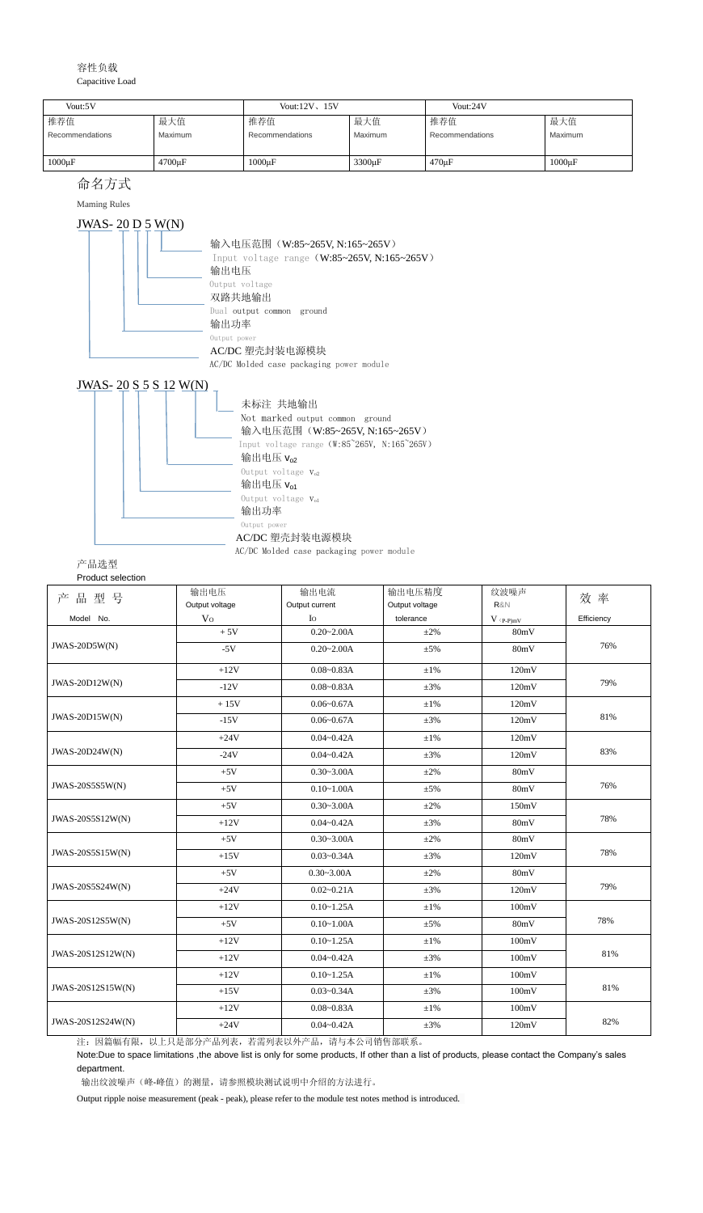容性负载

Capacitive Load

| Vout:5V | | Vout:12V、15V | | Vout:24V | |
|---|---|---|---|---|---|
| 推荐值 Recommendations | 最大值 Maximum | 推荐值 Recommendations | 最大值 Maximum | 推荐值 Recommendations | 最大值 Maximum |
| 1000μF | 4700μF | 1000μF | 3300μF | 470μF | 1000μF |

命名方式

Maming Rules

JWAS- 20 D 5 W(N)

- 输入电压范围（W:85~265V, N:165~265V） Input voltage range（W:85~265V, N:165~265V）
- 输出电压 Output voltage
- 双路共地输出 Dual output common ground
- 输出功率 Output power
- AC/DC 塑壳封装电源模块 AC/DC Molded case packaging power module

JWAS- 20 S 5 S 12 W(N)

- 未标注 共地输出 Not marked output common ground
- 输入电压范围（W:85~265V, N:165~265V） Input voltage range（W:85~265V, N:165~265V）
- 输出电压 $V_{o2}$ Output voltage $V_{o2}$
- 输出电压 $V_{o1}$ Output voltage $V_{o1}$
- 输出功率 Output power
- AC/DC 塑壳封装电源模块 AC/DC Molded case packaging power module

产品选型

Product selection

| 产品型号 Model No. | 输出电压 Output voltage $V_O$ | 输出电流 Output current $I_O$ | 输出电压精度 Output voltage tolerance | 纹波噪声 R&N $V_{(P-P)mV}$ | 效率 Efficiency |
|---|---|---|---|---|---|
| JWAS-20D5W(N) | + 5V | 0.20~2.00A | ±2% | 80mV | 76% |
| | -5V | 0.20~2.00A | ±5% | 80mV | |
| JWAS-20D12W(N) | +12V | 0.08~0.83A | ±1% | 120mV | 79% |
| | -12V | 0.08~0.83A | ±3% | 120mV | |
| JWAS-20D15W(N) | + 15V | 0.06~0.67A | ±1% | 120mV | 81% |
| | -15V | 0.06~0.67A | ±3% | 120mV | |
| JWAS-20D24W(N) | +24V | 0.04~0.42A | ±1% | 120mV | 83% |
| | -24V | 0.04~0.42A | ±3% | 120mV | |
| JWAS-20S5S5W(N) | +5V | 0.30~3.00A | ±2% | 80mV | 76% |
| | +5V | 0.10~1.00A | ±5% | 80mV | |
| JWAS-20S5S12W(N) | +5V | 0.30~3.00A | ±2% | 150mV | 78% |
| | +12V | 0.04~0.42A | ±3% | 80mV | |
| JWAS-20S5S15W(N) | +5V | 0.30~3.00A | ±2% | 80mV | 78% |
| | +15V | 0.03~0.34A | ±3% | 120mV | |
| JWAS-20S5S24W(N) | +5V | 0.30~3.00A | ±2% | 80mV | 79% |
| | +24V | 0.02~0.21A | ±3% | 120mV | |
| JWAS-20S12S5W(N) | +12V | 0.10~1.25A | ±1% | 100mV | 78% |
| | +5V | 0.10~1.00A | ±5% | 80mV | |
| JWAS-20S12S12W(N) | +12V | 0.10~1.25A | ±1% | 100mV | 81% |
| | +12V | 0.04~0.42A | ±3% | 100mV | |
| JWAS-20S12S15W(N) | +12V | 0.10~1.25A | ±1% | 100mV | 81% |
| | +15V | 0.03~0.34A | ±3% | 100mV | |
| JWAS-20S12S24W(N) | +12V | 0.08~0.83A | ±1% | 100mV | 82% |
| | +24V | 0.04~0.42A | ±3% | 120mV | |

注：因篇幅有限，以上只是部分产品列表，若需列表以外产品，请与本公司销售部联系。

Note:Due to space limitations ,the above list is only for some products, If other than a list of products, please contact the Company's sales department.

输出纹波噪声（峰-峰值）的测量，请参照模块测试说明中介绍的方法进行。

Output ripple noise measurement (peak - peak), please refer to the module test notes method is introduced.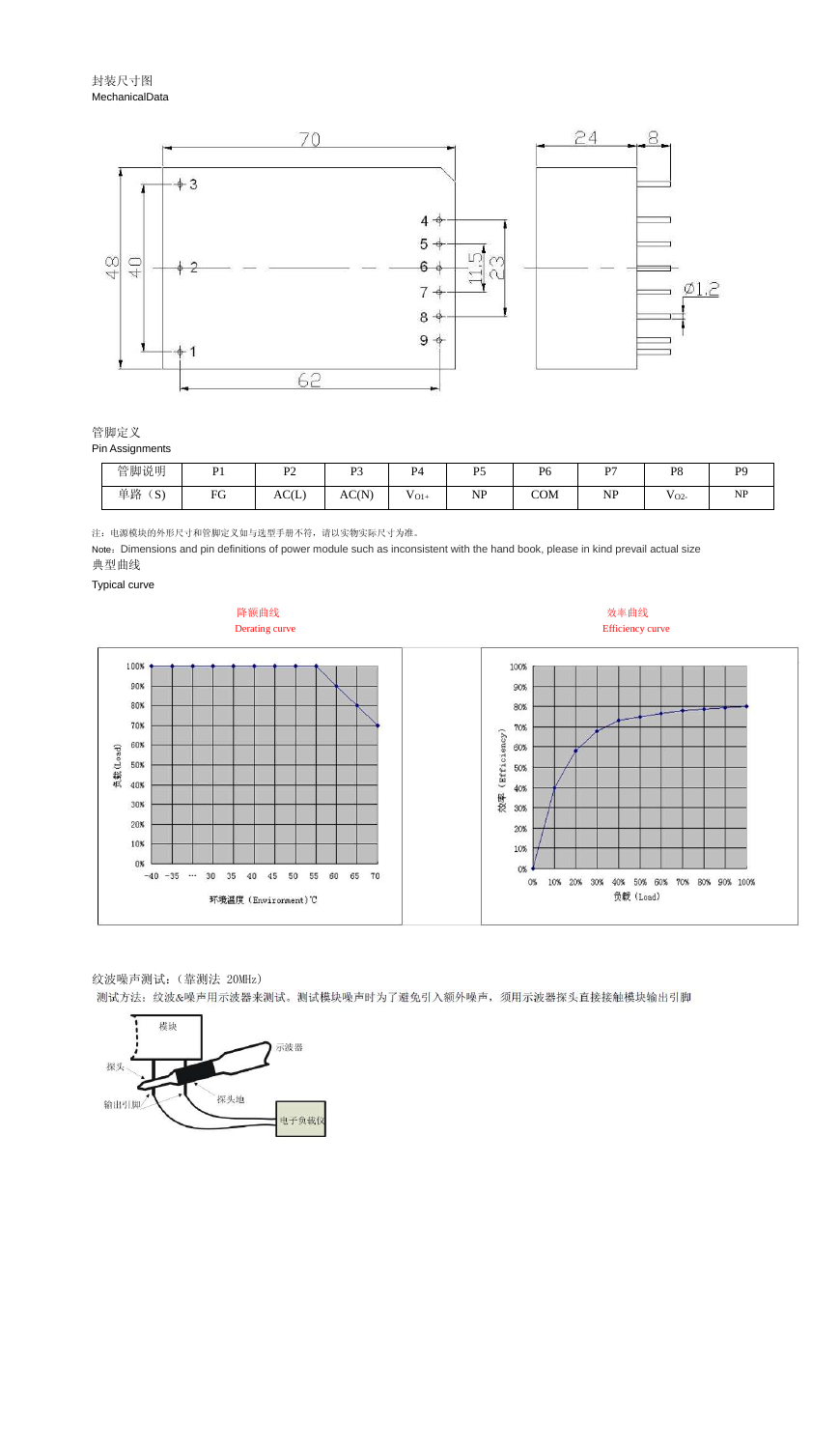封装尺寸图
MechanicalData

70
24
8
3
2
1
4
5
6
7
8
9
48
40
11.5
23
Ø1.2
62

管脚定义
Pin Assignments

| 管脚说明 | P1 | P2 | P3 | P4 | P5 | P6 | P7 | P8 | P9 |
|---|---|---|---|---|---|---|---|---|---|
| 单路（S) | FG | AC(L) | AC(N) | $V_{O1+}$ | NP | COM | NP | $V_{O2-}$ | NP |

注：电源模块的外形尺寸和管脚定义如与选型手册不符，请以实物实际尺寸为准。

Note：Dimensions and pin definitions of power module such as inconsistent with the hand book, please in kind prevail actual size

典型曲线

Typical curve

降额曲线
Derating curve

100%
90%
80%
70%
60%
50%
40%
30%
20%
10%
0%
负载(Load)
-40 -35 ··· 30 35 40 45 50 55 60 65 70
环境温度（Environment)℃

效率曲线
Efficiency curve

100%
90%
80%
70%
60%
50%
40%
30%
20%
10%
0%
效率（Efficiency)
0% 10% 20% 30% 40% 50% 60% 70% 80% 90% 100%
负载（Load)

纹波噪声测试：（靠测法 20MHz)

测试方法：纹波&噪声用示波器来测试。测试模块噪声时为了避免引入额外噪声，须用示波器探头直接接触模块输出引脚

模块
示波器
探头
探头地
输出引脚
电子负载仪